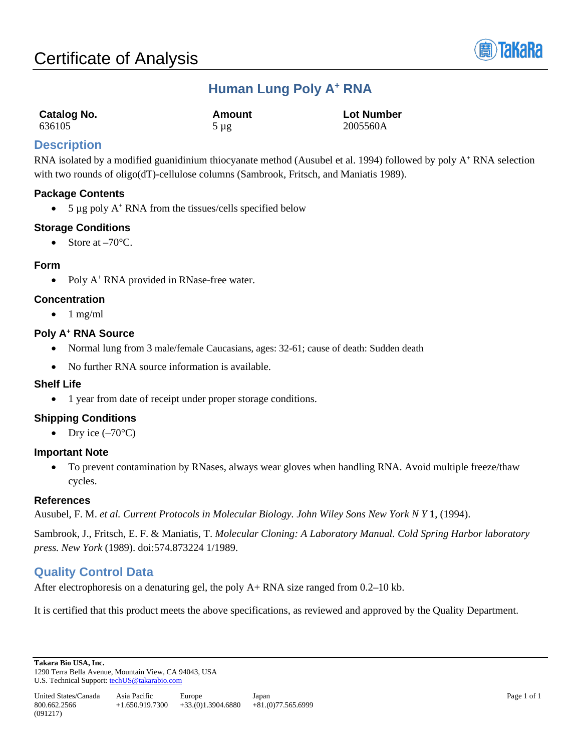# Certificate of Analysis

## Human Lung Poly A$^+$ RNA

| Catalog No. | Amount | Lot Number |
| --- | --- | --- |
| 636105 | 5 µg | 2005560A |

## Description

RNA isolated by a modified guanidinium thiocyanate method (Ausubel et al. 1994) followed by poly A$^+$ RNA selection with two rounds of oligo(dT)-cellulose columns (Sambrook, Fritsch, and Maniatis 1989).

### Package Contents

- 5 µg poly A$^+$ RNA from the tissues/cells specified below

### Storage Conditions

- Store at –70°C.

### Form

- Poly A$^+$ RNA provided in RNase-free water.

### Concentration

- 1 mg/ml

### Poly A$^+$ RNA Source

- Normal lung from 3 male/female Caucasians, ages: 32-61; cause of death: Sudden death
- No further RNA source information is available.

### Shelf Life

- 1 year from date of receipt under proper storage conditions.

### Shipping Conditions

- Dry ice (–70°C)

### Important Note

- To prevent contamination by RNases, always wear gloves when handling RNA. Avoid multiple freeze/thaw cycles.

### References

Ausubel, F. M. *et al. Current Protocols in Molecular Biology. John Wiley Sons New York N Y* **1**, (1994).

Sambrook, J., Fritsch, E. F. & Maniatis, T. *Molecular Cloning: A Laboratory Manual. Cold Spring Harbor laboratory press. New York* (1989). doi:574.873224 1/1989.

## Quality Control Data

After electrophoresis on a denaturing gel, the poly A+ RNA size ranged from 0.2–10 kb.

It is certified that this product meets the above specifications, as reviewed and approved by the Quality Department.

**Takara Bio USA, Inc.**
1290 Terra Bella Avenue, Mountain View, CA 94043, USA
U.S. Technical Support: techUS@takarabio.com

| United States/Canada | Asia Pacific | Europe | Japan |
| --- | --- | --- | --- |
| 800.662.2566 | +1.650.919.7300 | +33.(0)1.3904.6880 | +81.(0)77.565.6999 |

(091217)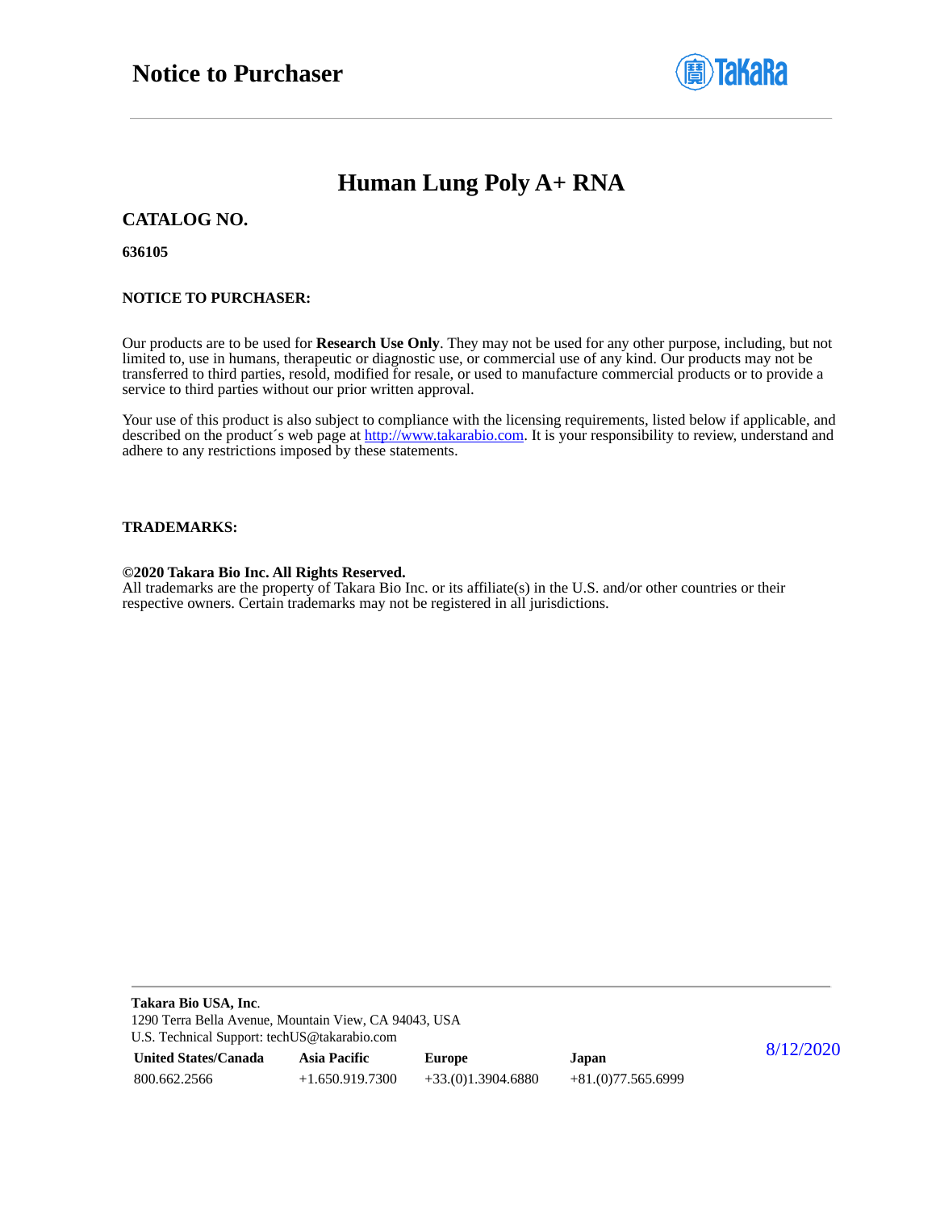# Notice to Purchaser

## Human Lung Poly A+ RNA

### CATALOG NO.

**636105**

**NOTICE TO PURCHASER:**

Our products are to be used for **Research Use Only**. They may not be used for any other purpose, including, but not limited to, use in humans, therapeutic or diagnostic use, or commercial use of any kind. Our products may not be transferred to third parties, resold, modified for resale, or used to manufacture commercial products or to provide a service to third parties without our prior written approval.

Your use of this product is also subject to compliance with the licensing requirements, listed below if applicable, and described on the product´s web page at http://www.takarabio.com. It is your responsibility to review, understand and adhere to any restrictions imposed by these statements.

**TRADEMARKS:**

**©2020 Takara Bio Inc. All Rights Reserved.**
All trademarks are the property of Takara Bio Inc. or its affiliate(s) in the U.S. and/or other countries or their respective owners. Certain trademarks may not be registered in all jurisdictions.

**Takara Bio USA, Inc**.
1290 Terra Bella Avenue, Mountain View, CA 94043, USA
U.S. Technical Support: techUS@takarabio.com

| United States/Canada | Asia Pacific | Europe | Japan |
|---|---|---|---|
| 800.662.2566 | +1.650.919.7300 | +33.(0)1.3904.6880 | +81.(0)77.565.6999 |

8/12/2020